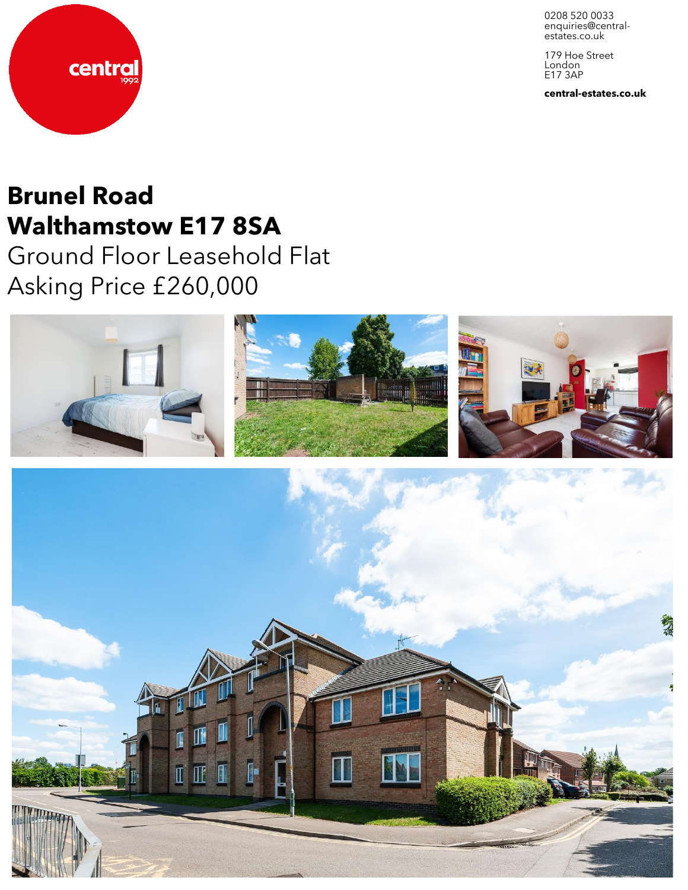central
1992

0208 520 0033
enquiries@central-estates.co.uk

179 Hoe Street
London
E17 3AP

**central-estates.co.uk**

# Brunel Road
# Walthamstow E17 8SA

Ground Floor Leasehold Flat

Asking Price £260,000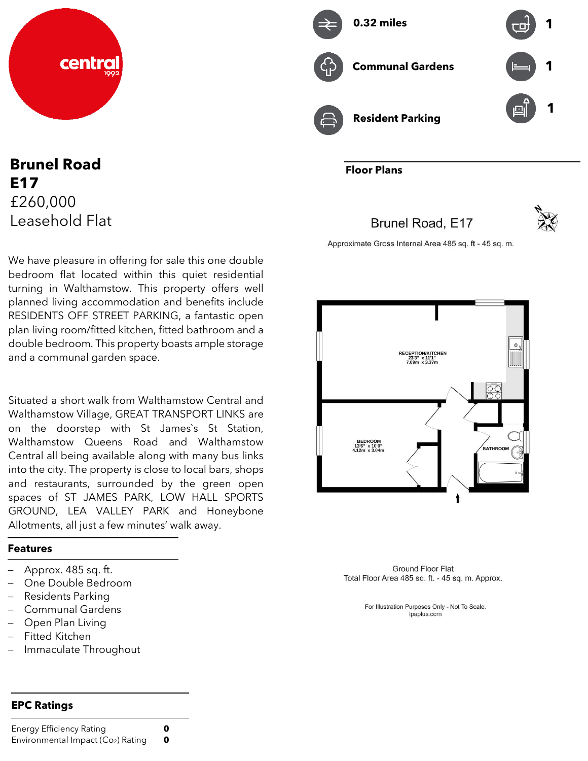central 1992

0.32 miles

Communal Gardens

Resident Parking

1

1

1

# Brunel Road
# E17
£260,000
Leasehold Flat

We have pleasure in offering for sale this one double bedroom flat located within this quiet residential turning in Walthamstow. This property offers well planned living accommodation and benefits include RESIDENTS OFF STREET PARKING, a fantastic open plan living room/fitted kitchen, fitted bathroom and a double bedroom. This property boasts ample storage and a communal garden space.

Situated a short walk from Walthamstow Central and Walthamstow Village, GREAT TRANSPORT LINKS are on the doorstep with St James`s St Station, Walthamstow Queens Road and Walthamstow Central all being available along with many bus links into the city. The property is close to local bars, shops and restaurants, surrounded by the green open spaces of ST JAMES PARK, LOW HALL SPORTS GROUND, LEA VALLEY PARK and Honeybone Allotments, all just a few minutes' walk away.

## Features

- Approx. 485 sq. ft.
- One Double Bedroom
- Residents Parking
- Communal Gardens
- Open Plan Living
- Fitted Kitchen
- Immaculate Throughout

## EPC Ratings

| | |
|---|---|
| Energy Efficiency Rating | **0** |
| Environmental Impact ($CO_2$) Rating | **0** |

## Floor Plans

Brunel Road, E17

Approximate Gross Internal Area 485 sq. ft - 45 sq. m.

RECEPTION/KITCHEN
23'3" x 11'1"
7.09m x 3.37m

BEDROOM
13'6" x 10'0"
4.12m x 3.04m

BATHROOM

Ground Floor Flat
Total Floor Area 485 sq. ft. - 45 sq. m. Approx.

For Illustration Purposes Only - Not To Scale.
lpaplus.com